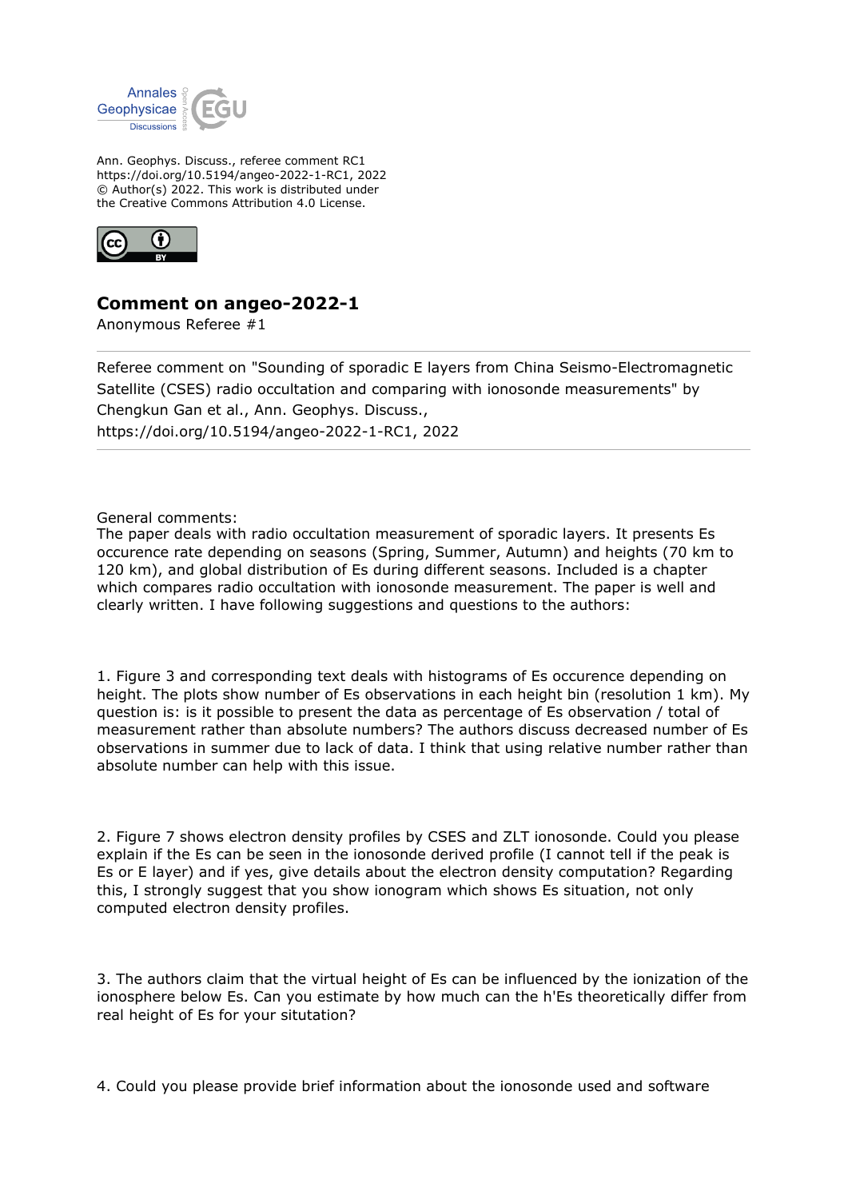Ann. Geophys. Discuss., referee comment RC1
https://doi.org/10.5194/angeo-2022-1-RC1, 2022
© Author(s) 2022. This work is distributed under
the Creative Commons Attribution 4.0 License.

## Comment on angeo-2022-1

Anonymous Referee #1

Referee comment on "Sounding of sporadic E layers from China Seismo-Electromagnetic Satellite (CSES) radio occultation and comparing with ionosonde measurements" by Chengkun Gan et al., Ann. Geophys. Discuss., https://doi.org/10.5194/angeo-2022-1-RC1, 2022

---

General comments:
The paper deals with radio occultation measurement of sporadic layers. It presents Es occurence rate depending on seasons (Spring, Summer, Autumn) and heights (70 km to 120 km), and global distribution of Es during different seasons. Included is a chapter which compares radio occultation with ionosonde measurement. The paper is well and clearly written. I have following suggestions and questions to the authors:

1. Figure 3 and corresponding text deals with histograms of Es occurence depending on height. The plots show number of Es observations in each height bin (resolution 1 km). My question is: is it possible to present the data as percentage of Es observation / total of measurement rather than absolute numbers? The authors discuss decreased number of Es observations in summer due to lack of data. I think that using relative number rather than absolute number can help with this issue.

2. Figure 7 shows electron density profiles by CSES and ZLT ionosonde. Could you please explain if the Es can be seen in the ionosonde derived profile (I cannot tell if the peak is Es or E layer) and if yes, give details about the electron density computation? Regarding this, I strongly suggest that you show ionogram which shows Es situation, not only computed electron density profiles.

3. The authors claim that the virtual height of Es can be influenced by the ionization of the ionosphere below Es. Can you estimate by how much can the h'Es theoretically differ from real height of Es for your situtation?

4. Could you please provide brief information about the ionosonde used and software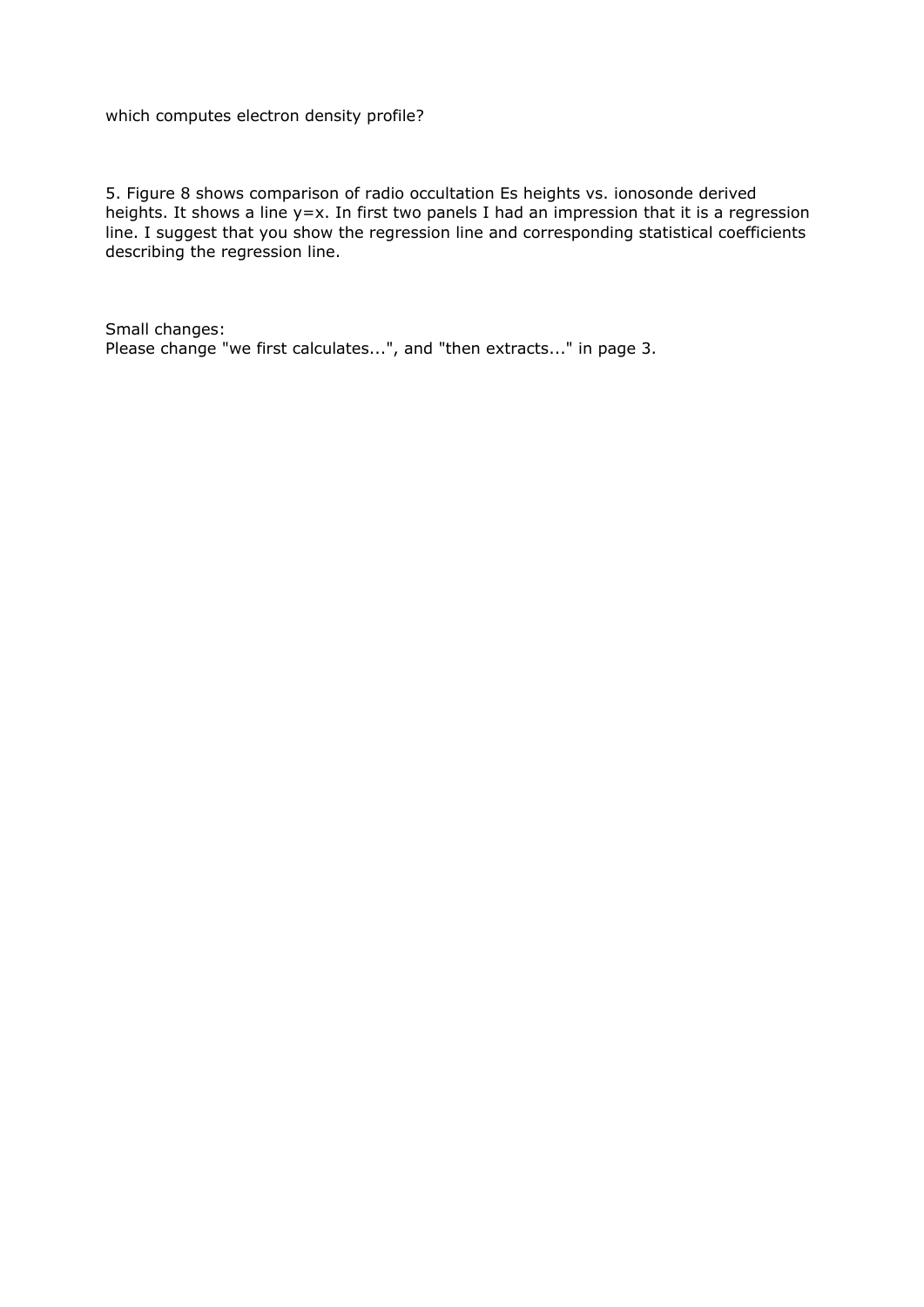which computes electron density profile?

5. Figure 8 shows comparison of radio occultation Es heights vs. ionosonde derived heights. It shows a line y=x. In first two panels I had an impression that it is a regression line. I suggest that you show the regression line and corresponding statistical coefficients describing the regression line.

Small changes:
Please change "we first calculates...", and "then extracts..." in page 3.